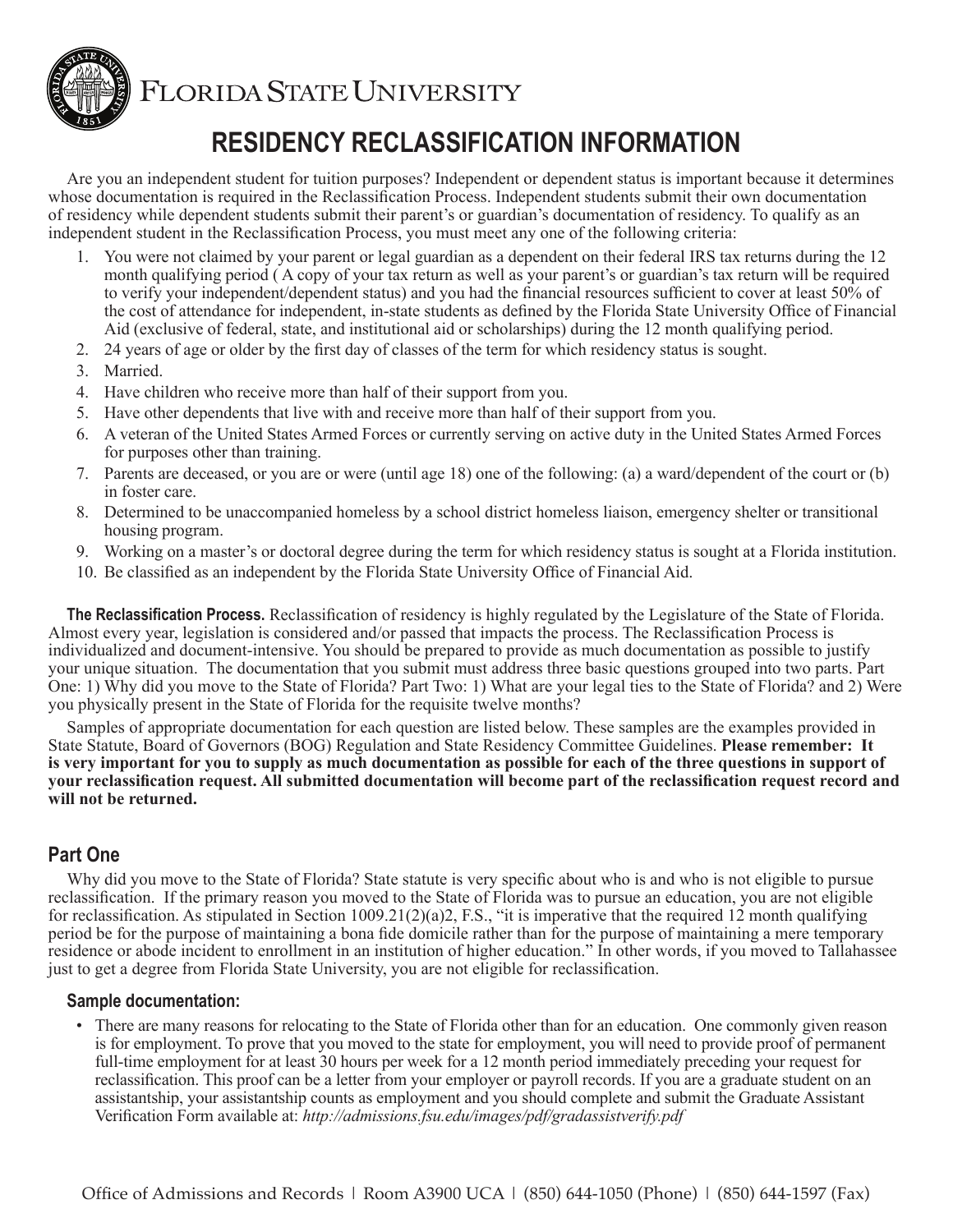# Florida State University

## RESIDENCY RECLASSIFICATION INFORMATION

Are you an independent student for tuition purposes? Independent or dependent status is important because it determines whose documentation is required in the Reclassification Process. Independent students submit their own documentation of residency while dependent students submit their parent's or guardian's documentation of residency. To qualify as an independent student in the Reclassification Process, you must meet any one of the following criteria:

1. You were not claimed by your parent or legal guardian as a dependent on their federal IRS tax returns during the 12 month qualifying period ( A copy of your tax return as well as your parent's or guardian's tax return will be required to verify your independent/dependent status) and you had the financial resources sufficient to cover at least 50% of the cost of attendance for independent, in-state students as defined by the Florida State University Office of Financial Aid (exclusive of federal, state, and institutional aid or scholarships) during the 12 month qualifying period.
2. 24 years of age or older by the first day of classes of the term for which residency status is sought.
3. Married.
4. Have children who receive more than half of their support from you.
5. Have other dependents that live with and receive more than half of their support from you.
6. A veteran of the United States Armed Forces or currently serving on active duty in the United States Armed Forces for purposes other than training.
7. Parents are deceased, or you are or were (until age 18) one of the following: (a) a ward/dependent of the court or (b) in foster care.
8. Determined to be unaccompanied homeless by a school district homeless liaison, emergency shelter or transitional housing program.
9. Working on a master's or doctoral degree during the term for which residency status is sought at a Florida institution.
10. Be classified as an independent by the Florida State University Office of Financial Aid.

**The Reclassification Process.** Reclassification of residency is highly regulated by the Legislature of the State of Florida. Almost every year, legislation is considered and/or passed that impacts the process. The Reclassification Process is individualized and document-intensive. You should be prepared to provide as much documentation as possible to justify your unique situation. The documentation that you submit must address three basic questions grouped into two parts. Part One: 1) Why did you move to the State of Florida? Part Two: 1) What are your legal ties to the State of Florida? and 2) Were you physically present in the State of Florida for the requisite twelve months?

Samples of appropriate documentation for each question are listed below. These samples are the examples provided in State Statute, Board of Governors (BOG) Regulation and State Residency Committee Guidelines. **Please remember: It is very important for you to supply as much documentation as possible for each of the three questions in support of your reclassification request. All submitted documentation will become part of the reclassification request record and will not be returned.**

## Part One

Why did you move to the State of Florida? State statute is very specific about who is and who is not eligible to pursue reclassification. If the primary reason you moved to the State of Florida was to pursue an education, you are not eligible for reclassification. As stipulated in Section 1009.21(2)(a)2, F.S., "it is imperative that the required 12 month qualifying period be for the purpose of maintaining a bona fide domicile rather than for the purpose of maintaining a mere temporary residence or abode incident to enrollment in an institution of higher education." In other words, if you moved to Tallahassee just to get a degree from Florida State University, you are not eligible for reclassification.

### Sample documentation:

- There are many reasons for relocating to the State of Florida other than for an education. One commonly given reason is for employment. To prove that you moved to the state for employment, you will need to provide proof of permanent full-time employment for at least 30 hours per week for a 12 month period immediately preceding your request for reclassification. This proof can be a letter from your employer or payroll records. If you are a graduate student on an assistantship, your assistantship counts as employment and you should complete and submit the Graduate Assistant Verification Form available at: *http://admissions.fsu.edu/images/pdf/gradassistverify.pdf*

Office of Admissions and Records | Room A3900 UCA | (850) 644-1050 (Phone) | (850) 644-1597 (Fax)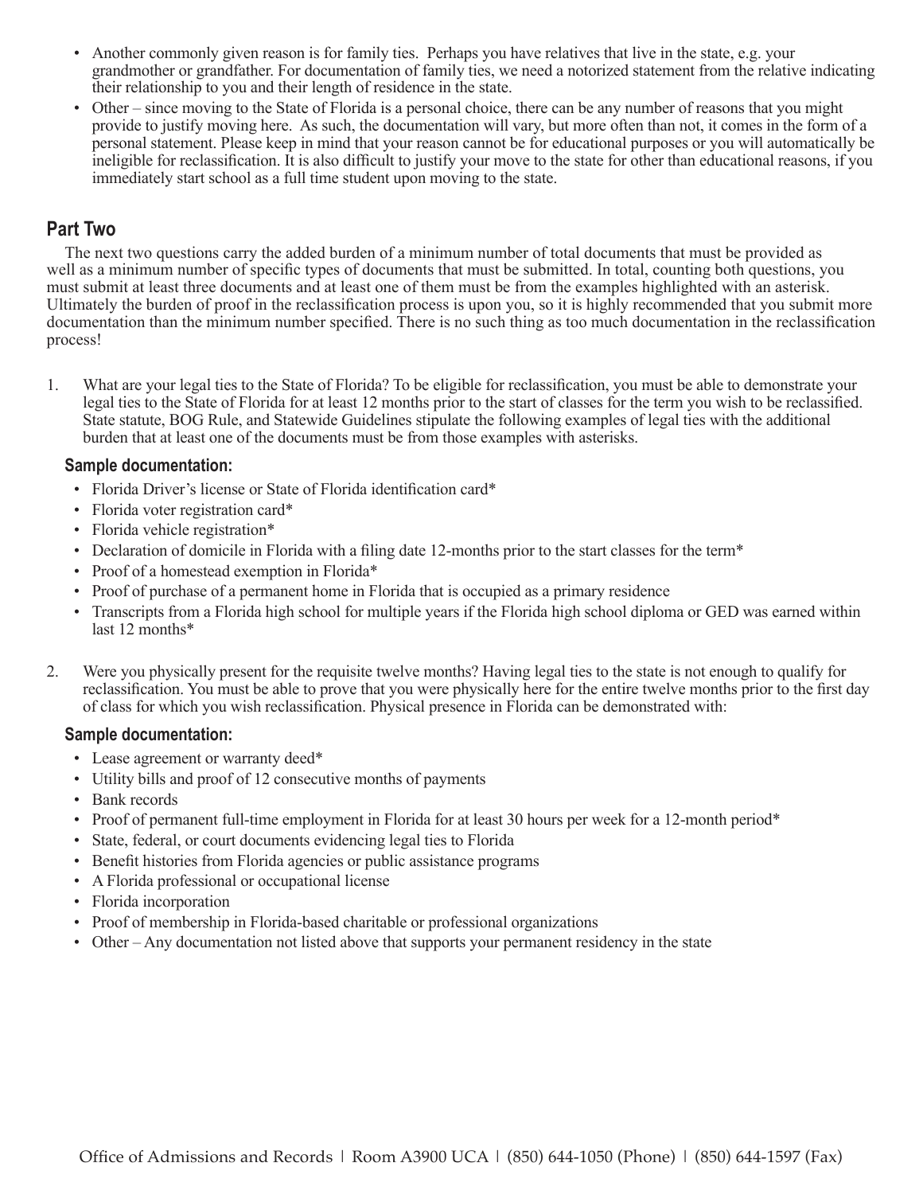- Another commonly given reason is for family ties. Perhaps you have relatives that live in the state, e.g. your grandmother or grandfather. For documentation of family ties, we need a notorized statement from the relative indicating their relationship to you and their length of residence in the state.
- Other – since moving to the State of Florida is a personal choice, there can be any number of reasons that you might provide to justify moving here. As such, the documentation will vary, but more often than not, it comes in the form of a personal statement. Please keep in mind that your reason cannot be for educational purposes or you will automatically be ineligible for reclassification. It is also difficult to justify your move to the state for other than educational reasons, if you immediately start school as a full time student upon moving to the state.

## Part Two

The next two questions carry the added burden of a minimum number of total documents that must be provided as well as a minimum number of specific types of documents that must be submitted. In total, counting both questions, you must submit at least three documents and at least one of them must be from the examples highlighted with an asterisk. Ultimately the burden of proof in the reclassification process is upon you, so it is highly recommended that you submit more documentation than the minimum number specified. There is no such thing as too much documentation in the reclassification process!

1. What are your legal ties to the State of Florida? To be eligible for reclassification, you must be able to demonstrate your legal ties to the State of Florida for at least 12 months prior to the start of classes for the term you wish to be reclassified. State statute, BOG Rule, and Statewide Guidelines stipulate the following examples of legal ties with the additional burden that at least one of the documents must be from those examples with asterisks.

### Sample documentation:

- Florida Driver's license or State of Florida identification card*
- Florida voter registration card*
- Florida vehicle registration*
- Declaration of domicile in Florida with a filing date 12-months prior to the start classes for the term*
- Proof of a homestead exemption in Florida*
- Proof of purchase of a permanent home in Florida that is occupied as a primary residence
- Transcripts from a Florida high school for multiple years if the Florida high school diploma or GED was earned within last 12 months*

2. Were you physically present for the requisite twelve months? Having legal ties to the state is not enough to qualify for reclassification. You must be able to prove that you were physically here for the entire twelve months prior to the first day of class for which you wish reclassification. Physical presence in Florida can be demonstrated with:

### Sample documentation:

- Lease agreement or warranty deed*
- Utility bills and proof of 12 consecutive months of payments
- Bank records
- Proof of permanent full-time employment in Florida for at least 30 hours per week for a 12-month period*
- State, federal, or court documents evidencing legal ties to Florida
- Benefit histories from Florida agencies or public assistance programs
- A Florida professional or occupational license
- Florida incorporation
- Proof of membership in Florida-based charitable or professional organizations
- Other – Any documentation not listed above that supports your permanent residency in the state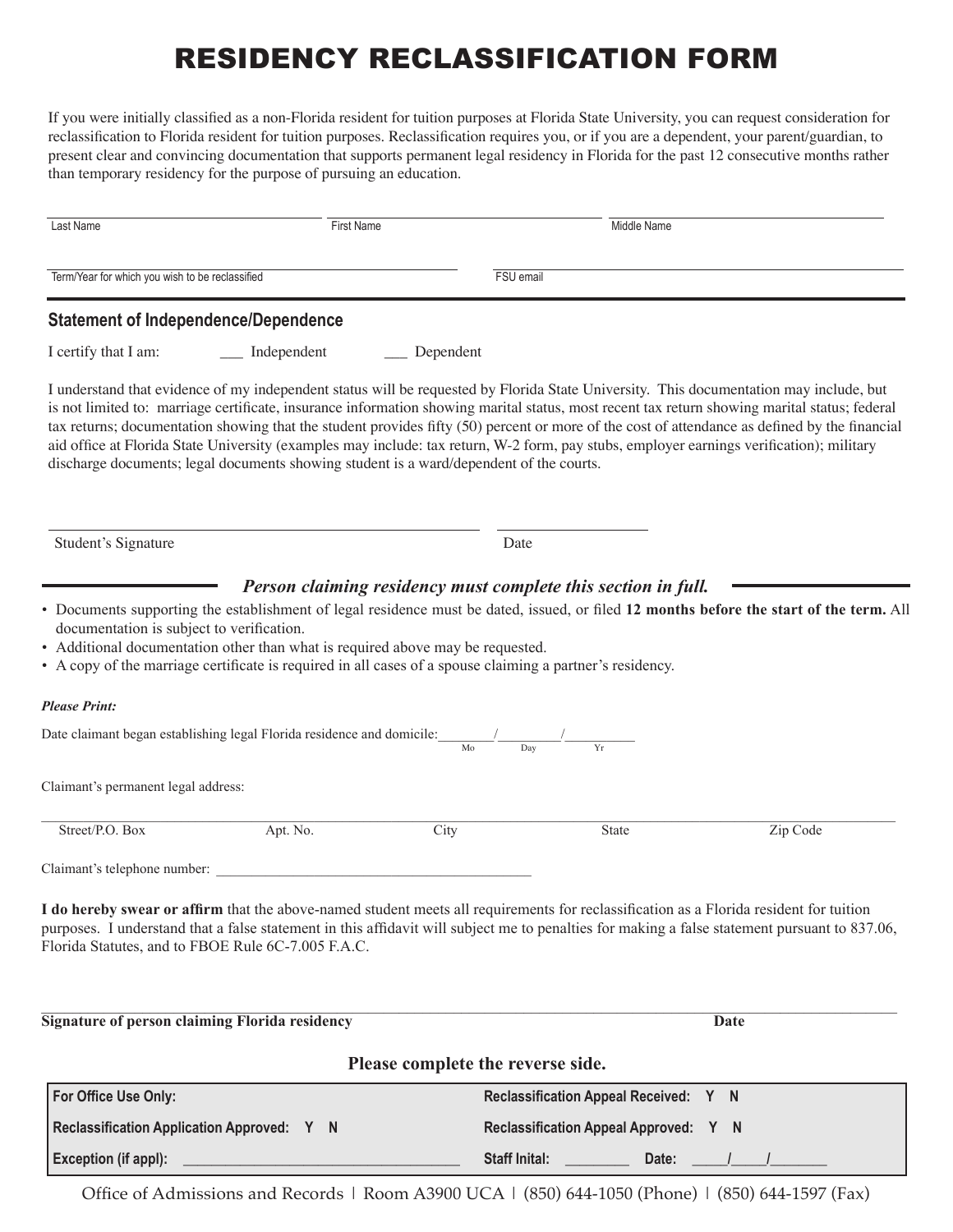# RESIDENCY RECLASSIFICATION FORM

If you were initially classified as a non-Florida resident for tuition purposes at Florida State University, you can request consideration for reclassification to Florida resident for tuition purposes. Reclassification requires you, or if you are a dependent, your parent/guardian, to present clear and convincing documentation that supports permanent legal residency in Florida for the past 12 consecutive months rather than temporary residency for the purpose of pursuing an education.

Last Name ______________________ First Name ______________________ Middle Name ______________________

Term/Year for which you wish to be reclassified ______________________ FSU email ______________________

## Statement of Independence/Dependence

I certify that I am: ___ Independent ___ Dependent

I understand that evidence of my independent status will be requested by Florida State University. This documentation may include, but is not limited to: marriage certificate, insurance information showing marital status, most recent tax return showing marital status; federal tax returns; documentation showing that the student provides fifty (50) percent or more of the cost of attendance as defined by the financial aid office at Florida State University (examples may include: tax return, W-2 form, pay stubs, employer earnings verification); military discharge documents; legal documents showing student is a ward/dependent of the courts.

Student's Signature ______________________ Date ______________________

***Person claiming residency must complete this section in full.***

- Documents supporting the establishment of legal residence must be dated, issued, or filed **12 months before the start of the term.** All documentation is subject to verification.
- Additional documentation other than what is required above may be requested.
- A copy of the marriage certificate is required in all cases of a spouse claiming a partner's residency.

***Please Print:***

Date claimant began establishing legal Florida residence and domicile: ______/______/______ (Mo / Day / Yr)

Claimant's permanent legal address:

Street/P.O. Box ______ Apt. No. ______ City ______ State ______ Zip Code ______

Claimant's telephone number: ______________________

**I do hereby swear or affirm** that the above-named student meets all requirements for reclassification as a Florida resident for tuition purposes. I understand that a false statement in this affidavit will subject me to penalties for making a false statement pursuant to 837.06, Florida Statutes, and to FBOE Rule 6C-7.005 F.A.C.

**Signature of person claiming Florida residency** ______________________ **Date** ______________________

**Please complete the reverse side.**

| **For Office Use Only:** | **Reclassification Appeal Received: Y N** |
| --- | --- |
| **Reclassification Application Approved: Y N** | **Reclassification Appeal Approved: Y N** |
| **Exception (if appl):** ______________________ | **Staff Inital:** ________ **Date:** ____/____/______ |

Office of Admissions and Records | Room A3900 UCA | (850) 644-1050 (Phone) | (850) 644-1597 (Fax)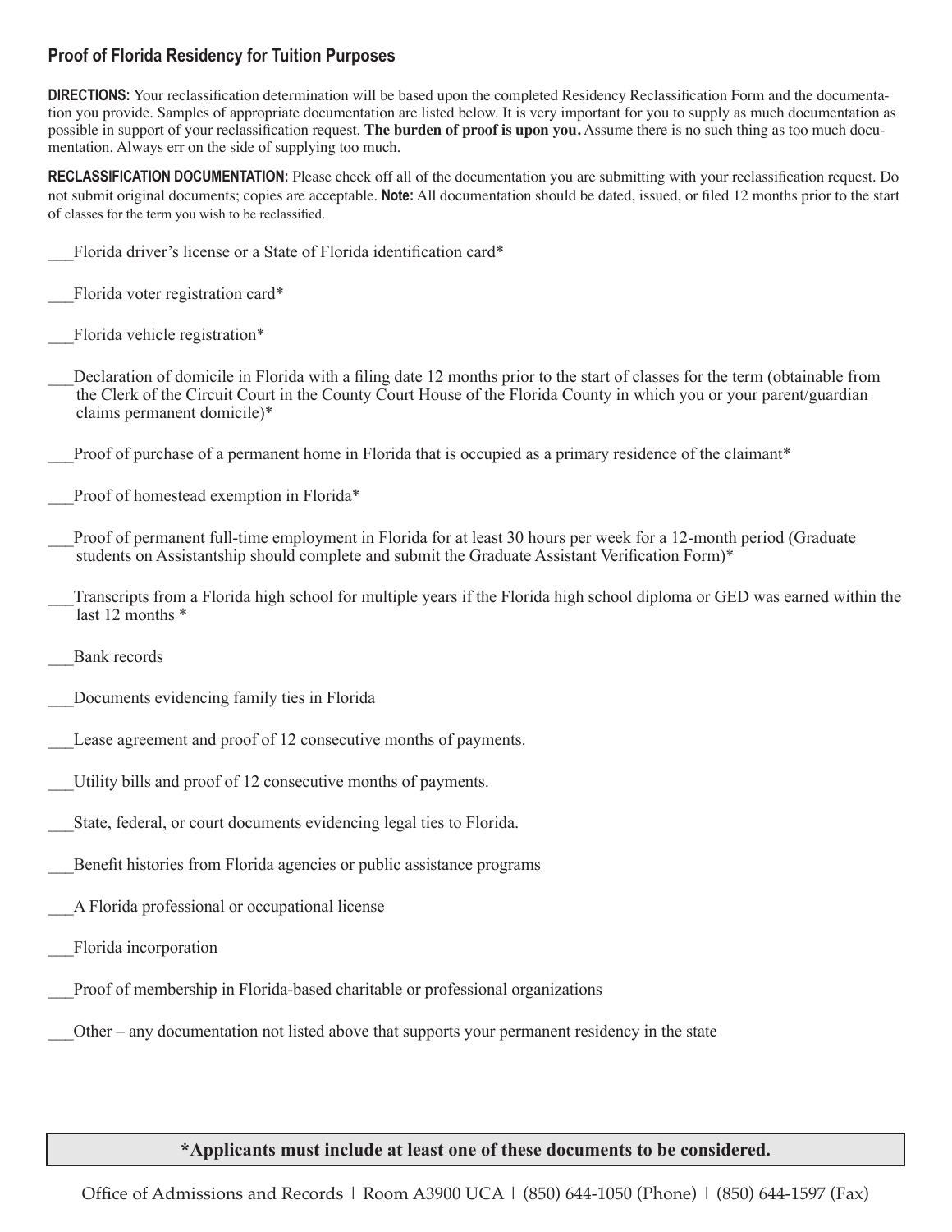## Proof of Florida Residency for Tuition Purposes

**DIRECTIONS:** Your reclassification determination will be based upon the completed Residency Reclassification Form and the documentation you provide. Samples of appropriate documentation are listed below. It is very important for you to supply as much documentation as possible in support of your reclassification request. **The burden of proof is upon you.** Assume there is no such thing as too much documentation. Always err on the side of supplying too much.

**RECLASSIFICATION DOCUMENTATION:** Please check off all of the documentation you are submitting with your reclassification request. Do not submit original documents; copies are acceptable. **Note:** All documentation should be dated, issued, or filed 12 months prior to the start of classes for the term you wish to be reclassified.

___Florida driver's license or a State of Florida identification card*

___Florida voter registration card*

___Florida vehicle registration*

___Declaration of domicile in Florida with a filing date 12 months prior to the start of classes for the term (obtainable from the Clerk of the Circuit Court in the County Court House of the Florida County in which you or your parent/guardian claims permanent domicile)*

___Proof of purchase of a permanent home in Florida that is occupied as a primary residence of the claimant*

___Proof of homestead exemption in Florida*

___Proof of permanent full-time employment in Florida for at least 30 hours per week for a 12-month period (Graduate students on Assistantship should complete and submit the Graduate Assistant Verification Form)*

___Transcripts from a Florida high school for multiple years if the Florida high school diploma or GED was earned within the last 12 months *

___Bank records

___Documents evidencing family ties in Florida

___Lease agreement and proof of 12 consecutive months of payments.

___Utility bills and proof of 12 consecutive months of payments.

___State, federal, or court documents evidencing legal ties to Florida.

___Benefit histories from Florida agencies or public assistance programs

___A Florida professional or occupational license

___Florida incorporation

___Proof of membership in Florida-based charitable or professional organizations

___Other – any documentation not listed above that supports your permanent residency in the state

**\*Applicants must include at least one of these documents to be considered.**

Office of Admissions and Records | Room A3900 UCA | (850) 644-1050 (Phone) | (850) 644-1597 (Fax)